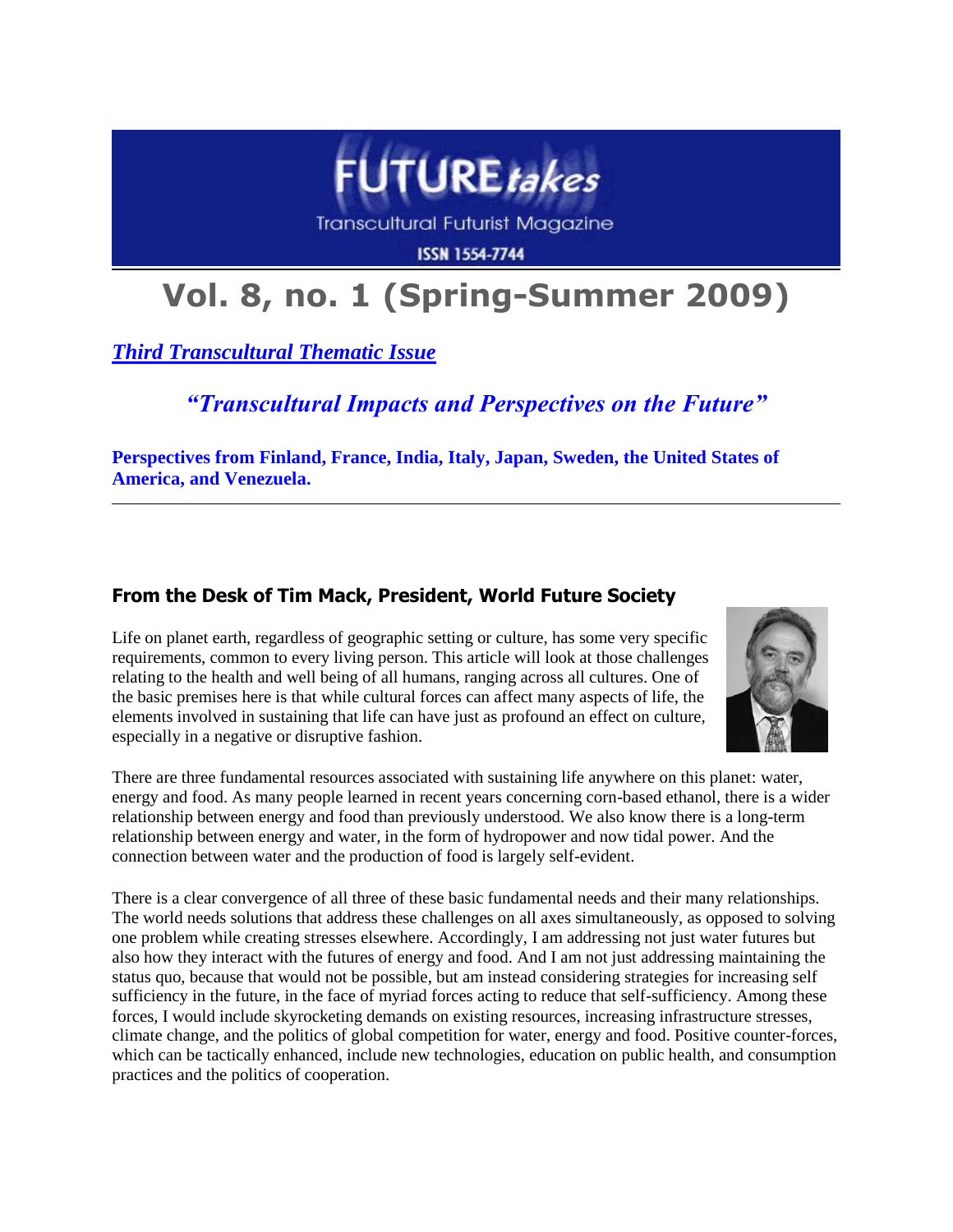# FUTURE*takes*

Transcultural Futurist Magazine

ISSN 1554-7744

# Vol. 8, no. 1 (Spring-Summer 2009)

***Third Transcultural Thematic Issue***

## *"Transcultural Impacts and Perspectives on the Future"*

**Perspectives from Finland, France, India, Italy, Japan, Sweden, the United States of America, and Venezuela.**

---

### From the Desk of Tim Mack, President, World Future Society

Life on planet earth, regardless of geographic setting or culture, has some very specific requirements, common to every living person. This article will look at those challenges relating to the health and well being of all humans, ranging across all cultures. One of the basic premises here is that while cultural forces can affect many aspects of life, the elements involved in sustaining that life can have just as profound an effect on culture, especially in a negative or disruptive fashion.

There are three fundamental resources associated with sustaining life anywhere on this planet: water, energy and food. As many people learned in recent years concerning corn-based ethanol, there is a wider relationship between energy and food than previously understood. We also know there is a long-term relationship between energy and water, in the form of hydropower and now tidal power. And the connection between water and the production of food is largely self-evident.

There is a clear convergence of all three of these basic fundamental needs and their many relationships. The world needs solutions that address these challenges on all axes simultaneously, as opposed to solving one problem while creating stresses elsewhere. Accordingly, I am addressing not just water futures but also how they interact with the futures of energy and food. And I am not just addressing maintaining the status quo, because that would not be possible, but am instead considering strategies for increasing self sufficiency in the future, in the face of myriad forces acting to reduce that self-sufficiency. Among these forces, I would include skyrocketing demands on existing resources, increasing infrastructure stresses, climate change, and the politics of global competition for water, energy and food. Positive counter-forces, which can be tactically enhanced, include new technologies, education on public health, and consumption practices and the politics of cooperation.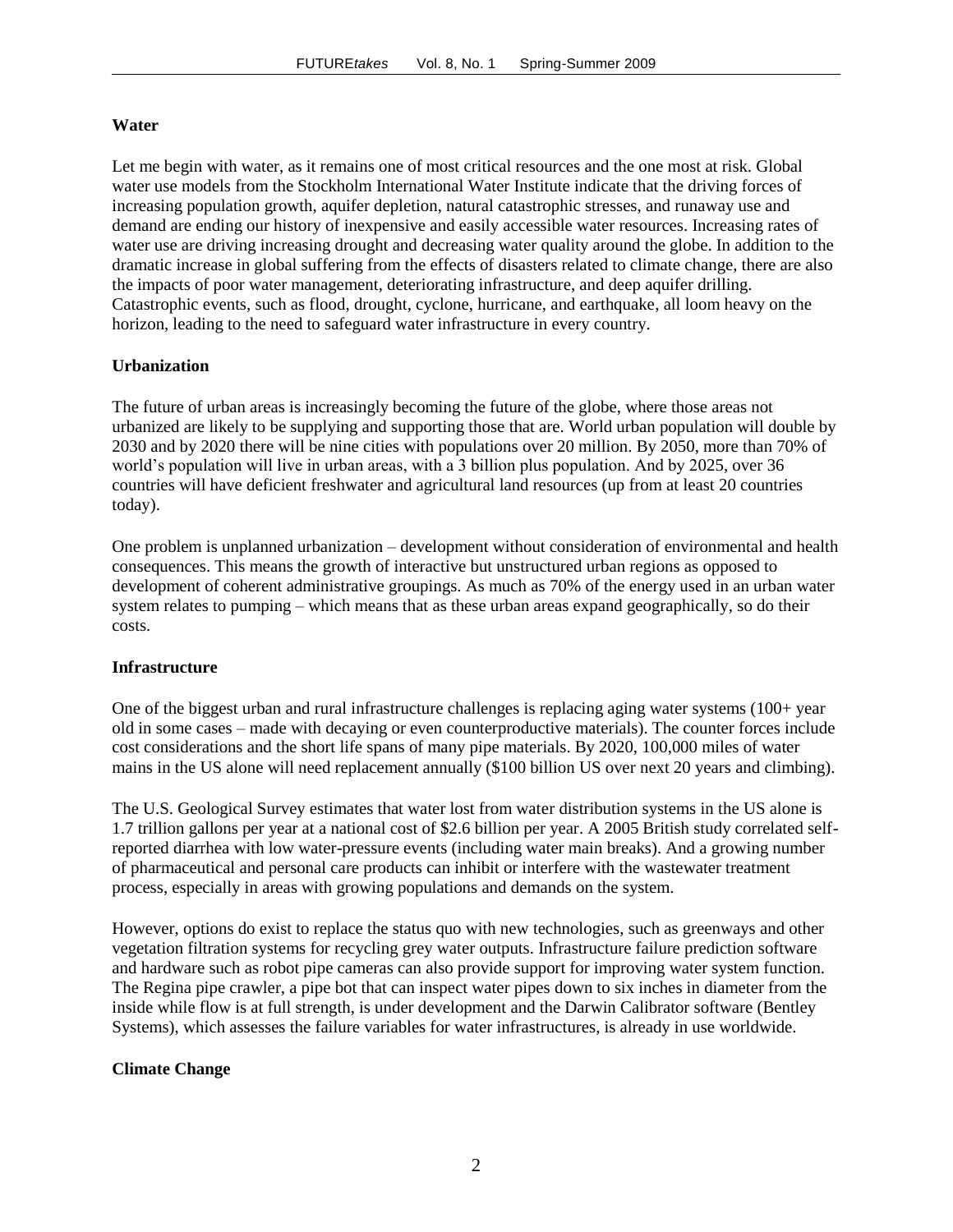**Water**

Let me begin with water, as it remains one of most critical resources and the one most at risk. Global water use models from the Stockholm International Water Institute indicate that the driving forces of increasing population growth, aquifer depletion, natural catastrophic stresses, and runaway use and demand are ending our history of inexpensive and easily accessible water resources. Increasing rates of water use are driving increasing drought and decreasing water quality around the globe. In addition to the dramatic increase in global suffering from the effects of disasters related to climate change, there are also the impacts of poor water management, deteriorating infrastructure, and deep aquifer drilling. Catastrophic events, such as flood, drought, cyclone, hurricane, and earthquake, all loom heavy on the horizon, leading to the need to safeguard water infrastructure in every country.

**Urbanization**

The future of urban areas is increasingly becoming the future of the globe, where those areas not urbanized are likely to be supplying and supporting those that are. World urban population will double by 2030 and by 2020 there will be nine cities with populations over 20 million. By 2050, more than 70% of world's population will live in urban areas, with a 3 billion plus population. And by 2025, over 36 countries will have deficient freshwater and agricultural land resources (up from at least 20 countries today).

One problem is unplanned urbanization – development without consideration of environmental and health consequences. This means the growth of interactive but unstructured urban regions as opposed to development of coherent administrative groupings. As much as 70% of the energy used in an urban water system relates to pumping – which means that as these urban areas expand geographically, so do their costs.

**Infrastructure**

One of the biggest urban and rural infrastructure challenges is replacing aging water systems (100+ year old in some cases – made with decaying or even counterproductive materials). The counter forces include cost considerations and the short life spans of many pipe materials. By 2020, 100,000 miles of water mains in the US alone will need replacement annually ($100 billion US over next 20 years and climbing).

The U.S. Geological Survey estimates that water lost from water distribution systems in the US alone is 1.7 trillion gallons per year at a national cost of $2.6 billion per year. A 2005 British study correlated self-reported diarrhea with low water-pressure events (including water main breaks). And a growing number of pharmaceutical and personal care products can inhibit or interfere with the wastewater treatment process, especially in areas with growing populations and demands on the system.

However, options do exist to replace the status quo with new technologies, such as greenways and other vegetation filtration systems for recycling grey water outputs. Infrastructure failure prediction software and hardware such as robot pipe cameras can also provide support for improving water system function. The Regina pipe crawler, a pipe bot that can inspect water pipes down to six inches in diameter from the inside while flow is at full strength, is under development and the Darwin Calibrator software (Bentley Systems), which assesses the failure variables for water infrastructures, is already in use worldwide.

**Climate Change**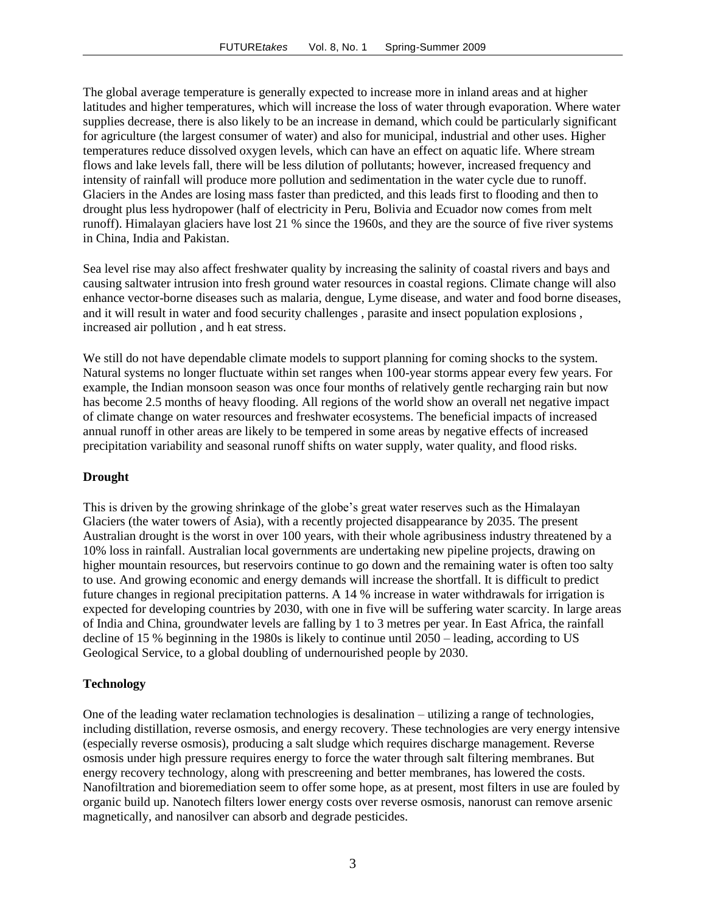The global average temperature is generally expected to increase more in inland areas and at higher latitudes and higher temperatures, which will increase the loss of water through evaporation. Where water supplies decrease, there is also likely to be an increase in demand, which could be particularly significant for agriculture (the largest consumer of water) and also for municipal, industrial and other uses. Higher temperatures reduce dissolved oxygen levels, which can have an effect on aquatic life. Where stream flows and lake levels fall, there will be less dilution of pollutants; however, increased frequency and intensity of rainfall will produce more pollution and sedimentation in the water cycle due to runoff. Glaciers in the Andes are losing mass faster than predicted, and this leads first to flooding and then to drought plus less hydropower (half of electricity in Peru, Bolivia and Ecuador now comes from melt runoff). Himalayan glaciers have lost 21 % since the 1960s, and they are the source of five river systems in China, India and Pakistan.

Sea level rise may also affect freshwater quality by increasing the salinity of coastal rivers and bays and causing saltwater intrusion into fresh ground water resources in coastal regions. Climate change will also enhance vector-borne diseases such as malaria, dengue, Lyme disease, and water and food borne diseases, and it will result in water and food security challenges , parasite and insect population explosions , increased air pollution , and h eat stress.

We still do not have dependable climate models to support planning for coming shocks to the system. Natural systems no longer fluctuate within set ranges when 100-year storms appear every few years. For example, the Indian monsoon season was once four months of relatively gentle recharging rain but now has become 2.5 months of heavy flooding. All regions of the world show an overall net negative impact of climate change on water resources and freshwater ecosystems. The beneficial impacts of increased annual runoff in other areas are likely to be tempered in some areas by negative effects of increased precipitation variability and seasonal runoff shifts on water supply, water quality, and flood risks.

**Drought**

This is driven by the growing shrinkage of the globe's great water reserves such as the Himalayan Glaciers (the water towers of Asia), with a recently projected disappearance by 2035. The present Australian drought is the worst in over 100 years, with their whole agribusiness industry threatened by a 10% loss in rainfall. Australian local governments are undertaking new pipeline projects, drawing on higher mountain resources, but reservoirs continue to go down and the remaining water is often too salty to use. And growing economic and energy demands will increase the shortfall. It is difficult to predict future changes in regional precipitation patterns. A 14 % increase in water withdrawals for irrigation is expected for developing countries by 2030, with one in five will be suffering water scarcity. In large areas of India and China, groundwater levels are falling by 1 to 3 metres per year. In East Africa, the rainfall decline of 15 % beginning in the 1980s is likely to continue until 2050 – leading, according to US Geological Service, to a global doubling of undernourished people by 2030.

**Technology**

One of the leading water reclamation technologies is desalination – utilizing a range of technologies, including distillation, reverse osmosis, and energy recovery. These technologies are very energy intensive (especially reverse osmosis), producing a salt sludge which requires discharge management. Reverse osmosis under high pressure requires energy to force the water through salt filtering membranes. But energy recovery technology, along with prescreening and better membranes, has lowered the costs. Nanofiltration and bioremediation seem to offer some hope, as at present, most filters in use are fouled by organic build up. Nanotech filters lower energy costs over reverse osmosis, nanorust can remove arsenic magnetically, and nanosilver can absorb and degrade pesticides.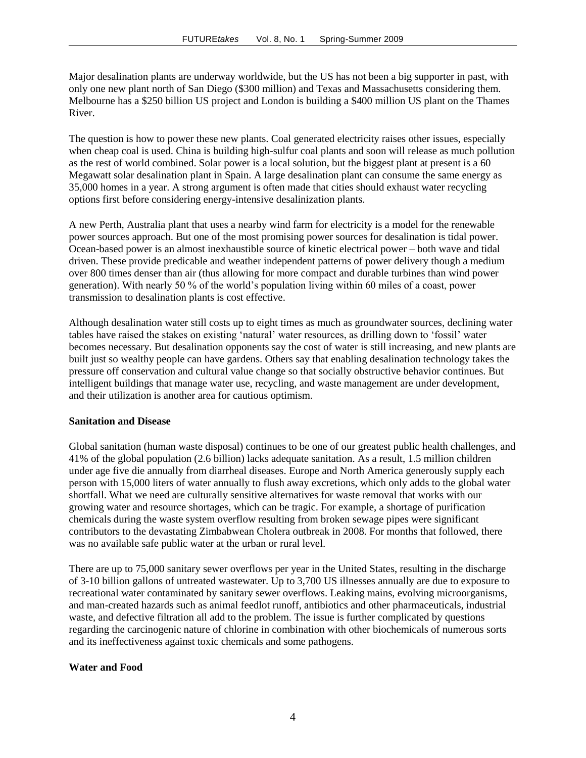Major desalination plants are underway worldwide, but the US has not been a big supporter in past, with only one new plant north of San Diego ($300 million) and Texas and Massachusetts considering them. Melbourne has a $250 billion US project and London is building a $400 million US plant on the Thames River.

The question is how to power these new plants. Coal generated electricity raises other issues, especially when cheap coal is used. China is building high-sulfur coal plants and soon will release as much pollution as the rest of world combined. Solar power is a local solution, but the biggest plant at present is a 60 Megawatt solar desalination plant in Spain. A large desalination plant can consume the same energy as 35,000 homes in a year. A strong argument is often made that cities should exhaust water recycling options first before considering energy-intensive desalinization plants.

A new Perth, Australia plant that uses a nearby wind farm for electricity is a model for the renewable power sources approach. But one of the most promising power sources for desalination is tidal power. Ocean-based power is an almost inexhaustible source of kinetic electrical power – both wave and tidal driven. These provide predicable and weather independent patterns of power delivery though a medium over 800 times denser than air (thus allowing for more compact and durable turbines than wind power generation). With nearly 50 % of the world's population living within 60 miles of a coast, power transmission to desalination plants is cost effective.

Although desalination water still costs up to eight times as much as groundwater sources, declining water tables have raised the stakes on existing 'natural' water resources, as drilling down to 'fossil' water becomes necessary. But desalination opponents say the cost of water is still increasing, and new plants are built just so wealthy people can have gardens. Others say that enabling desalination technology takes the pressure off conservation and cultural value change so that socially obstructive behavior continues. But intelligent buildings that manage water use, recycling, and waste management are under development, and their utilization is another area for cautious optimism.

**Sanitation and Disease**

Global sanitation (human waste disposal) continues to be one of our greatest public health challenges, and 41% of the global population (2.6 billion) lacks adequate sanitation. As a result, 1.5 million children under age five die annually from diarrheal diseases. Europe and North America generously supply each person with 15,000 liters of water annually to flush away excretions, which only adds to the global water shortfall. What we need are culturally sensitive alternatives for waste removal that works with our growing water and resource shortages, which can be tragic. For example, a shortage of purification chemicals during the waste system overflow resulting from broken sewage pipes were significant contributors to the devastating Zimbabwean Cholera outbreak in 2008. For months that followed, there was no available safe public water at the urban or rural level.

There are up to 75,000 sanitary sewer overflows per year in the United States, resulting in the discharge of 3-10 billion gallons of untreated wastewater. Up to 3,700 US illnesses annually are due to exposure to recreational water contaminated by sanitary sewer overflows. Leaking mains, evolving microorganisms, and man-created hazards such as animal feedlot runoff, antibiotics and other pharmaceuticals, industrial waste, and defective filtration all add to the problem. The issue is further complicated by questions regarding the carcinogenic nature of chlorine in combination with other biochemicals of numerous sorts and its ineffectiveness against toxic chemicals and some pathogens.

**Water and Food**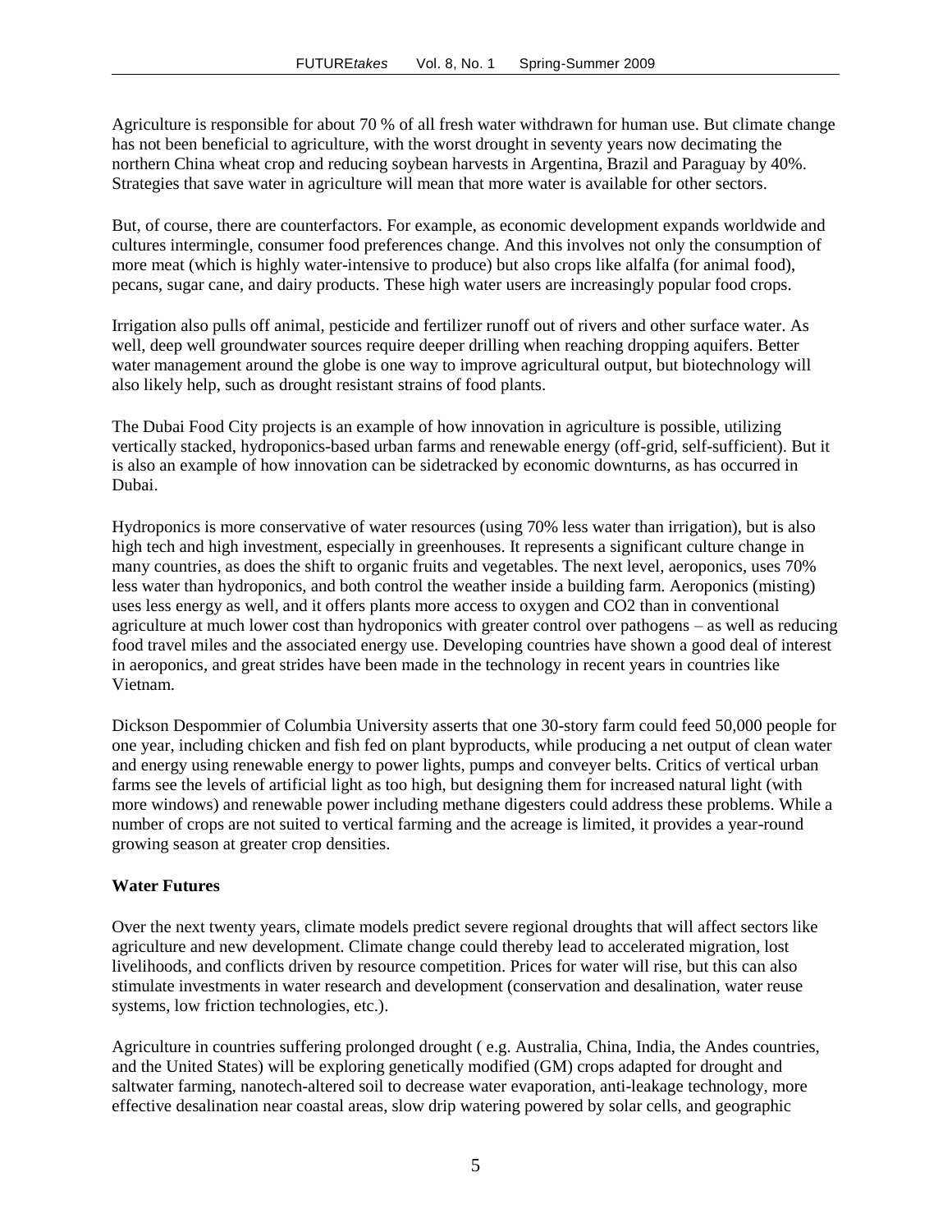Agriculture is responsible for about 70 % of all fresh water withdrawn for human use. But climate change has not been beneficial to agriculture, with the worst drought in seventy years now decimating the northern China wheat crop and reducing soybean harvests in Argentina, Brazil and Paraguay by 40%. Strategies that save water in agriculture will mean that more water is available for other sectors.

But, of course, there are counterfactors. For example, as economic development expands worldwide and cultures intermingle, consumer food preferences change. And this involves not only the consumption of more meat (which is highly water-intensive to produce) but also crops like alfalfa (for animal food), pecans, sugar cane, and dairy products. These high water users are increasingly popular food crops.

Irrigation also pulls off animal, pesticide and fertilizer runoff out of rivers and other surface water. As well, deep well groundwater sources require deeper drilling when reaching dropping aquifers. Better water management around the globe is one way to improve agricultural output, but biotechnology will also likely help, such as drought resistant strains of food plants.

The Dubai Food City projects is an example of how innovation in agriculture is possible, utilizing vertically stacked, hydroponics-based urban farms and renewable energy (off-grid, self-sufficient). But it is also an example of how innovation can be sidetracked by economic downturns, as has occurred in Dubai.

Hydroponics is more conservative of water resources (using 70% less water than irrigation), but is also high tech and high investment, especially in greenhouses. It represents a significant culture change in many countries, as does the shift to organic fruits and vegetables. The next level, aeroponics, uses 70% less water than hydroponics, and both control the weather inside a building farm. Aeroponics (misting) uses less energy as well, and it offers plants more access to oxygen and CO2 than in conventional agriculture at much lower cost than hydroponics with greater control over pathogens – as well as reducing food travel miles and the associated energy use. Developing countries have shown a good deal of interest in aeroponics, and great strides have been made in the technology in recent years in countries like Vietnam.

Dickson Despommier of Columbia University asserts that one 30-story farm could feed 50,000 people for one year, including chicken and fish fed on plant byproducts, while producing a net output of clean water and energy using renewable energy to power lights, pumps and conveyer belts. Critics of vertical urban farms see the levels of artificial light as too high, but designing them for increased natural light (with more windows) and renewable power including methane digesters could address these problems. While a number of crops are not suited to vertical farming and the acreage is limited, it provides a year-round growing season at greater crop densities.

**Water Futures**

Over the next twenty years, climate models predict severe regional droughts that will affect sectors like agriculture and new development. Climate change could thereby lead to accelerated migration, lost livelihoods, and conflicts driven by resource competition. Prices for water will rise, but this can also stimulate investments in water research and development (conservation and desalination, water reuse systems, low friction technologies, etc.).

Agriculture in countries suffering prolonged drought ( e.g. Australia, China, India, the Andes countries, and the United States) will be exploring genetically modified (GM) crops adapted for drought and saltwater farming, nanotech-altered soil to decrease water evaporation, anti-leakage technology, more effective desalination near coastal areas, slow drip watering powered by solar cells, and geographic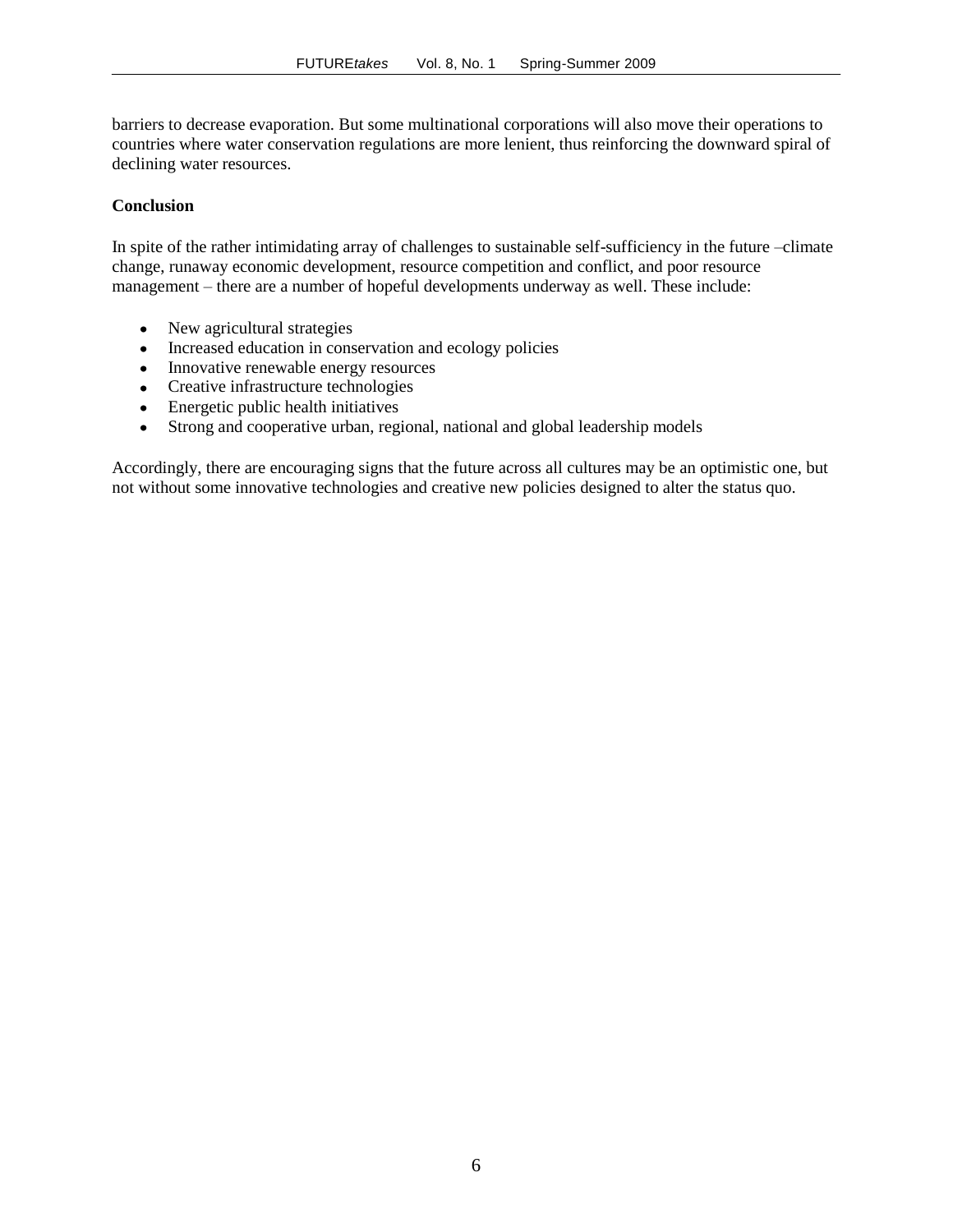barriers to decrease evaporation. But some multinational corporations will also move their operations to countries where water conservation regulations are more lenient, thus reinforcing the downward spiral of declining water resources.

**Conclusion**

In spite of the rather intimidating array of challenges to sustainable self-sufficiency in the future –climate change, runaway economic development, resource competition and conflict, and poor resource management – there are a number of hopeful developments underway as well. These include:

- New agricultural strategies
- Increased education in conservation and ecology policies
- Innovative renewable energy resources
- Creative infrastructure technologies
- Energetic public health initiatives
- Strong and cooperative urban, regional, national and global leadership models

Accordingly, there are encouraging signs that the future across all cultures may be an optimistic one, but not without some innovative technologies and creative new policies designed to alter the status quo.